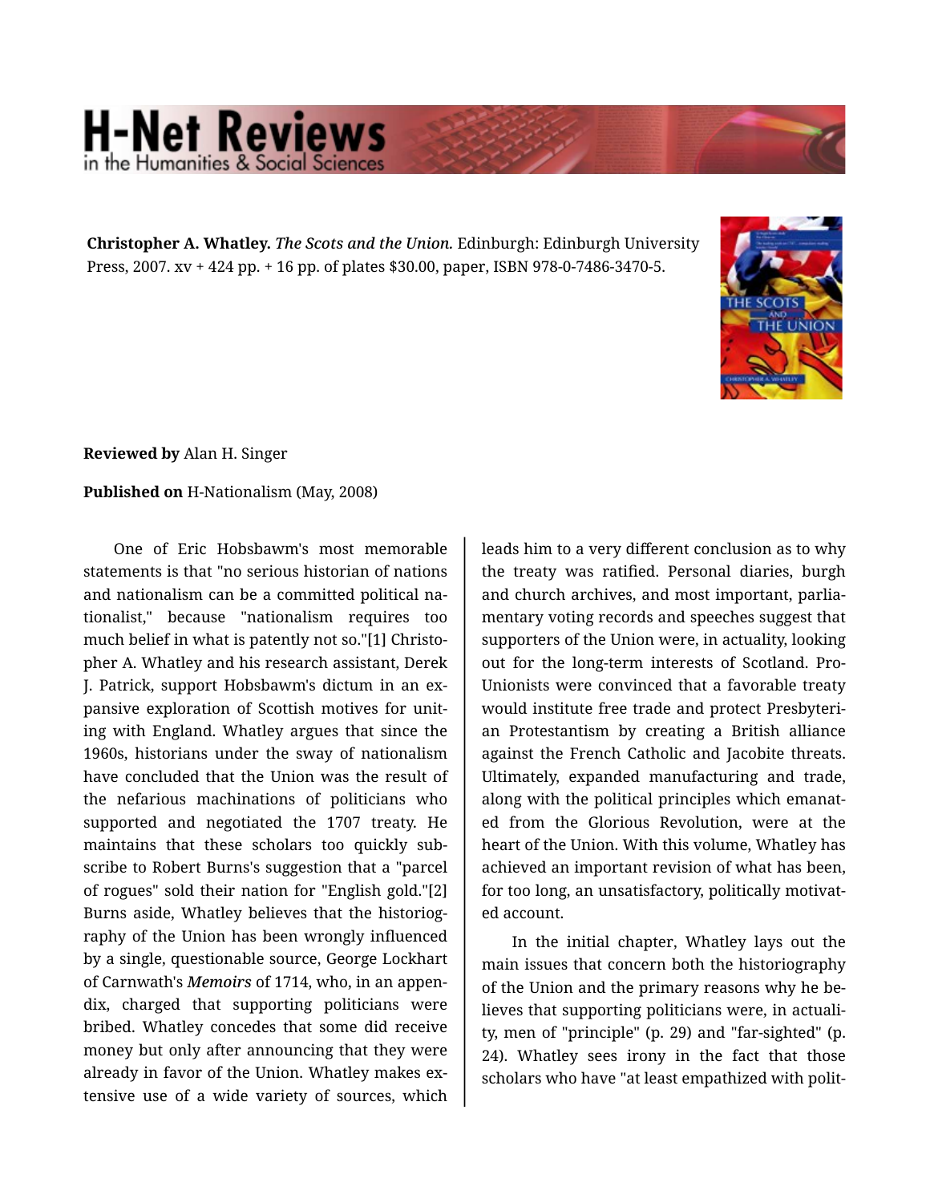**Christopher A. Whatley.** *The Scots and the Union.* Edinburgh: Edinburgh University Press, 2007. xv + 424 pp. + 16 pp. of plates $30.00, paper, ISBN 978-0-7486-3470-5.

**Reviewed by** Alan H. Singer

**Published on** H-Nationalism (May, 2008)

One of Eric Hobsbawm's most memorable statements is that "no serious historian of nations and nationalism can be a committed political nationalist," because "nationalism requires too much belief in what is patently not so."[1] Christopher A. Whatley and his research assistant, Derek J. Patrick, support Hobsbawm's dictum in an expansive exploration of Scottish motives for uniting with England. Whatley argues that since the 1960s, historians under the sway of nationalism have concluded that the Union was the result of the nefarious machinations of politicians who supported and negotiated the 1707 treaty. He maintains that these scholars too quickly subscribe to Robert Burns's suggestion that a "parcel of rogues" sold their nation for "English gold."[2] Burns aside, Whatley believes that the historiography of the Union has been wrongly influenced by a single, questionable source, George Lockhart of Carnwath's *Memoirs* of 1714, who, in an appendix, charged that supporting politicians were bribed. Whatley concedes that some did receive money but only after announcing that they were already in favor of the Union. Whatley makes extensive use of a wide variety of sources, which leads him to a very different conclusion as to why the treaty was ratified. Personal diaries, burgh and church archives, and most important, parliamentary voting records and speeches suggest that supporters of the Union were, in actuality, looking out for the long-term interests of Scotland. Pro-Unionists were convinced that a favorable treaty would institute free trade and protect Presbyterian Protestantism by creating a British alliance against the French Catholic and Jacobite threats. Ultimately, expanded manufacturing and trade, along with the political principles which emanated from the Glorious Revolution, were at the heart of the Union. With this volume, Whatley has achieved an important revision of what has been, for too long, an unsatisfactory, politically motivated account.

In the initial chapter, Whatley lays out the main issues that concern both the historiography of the Union and the primary reasons why he believes that supporting politicians were, in actuality, men of "principle" (p. 29) and "far-sighted" (p. 24). Whatley sees irony in the fact that those scholars who have "at least empathized with polit-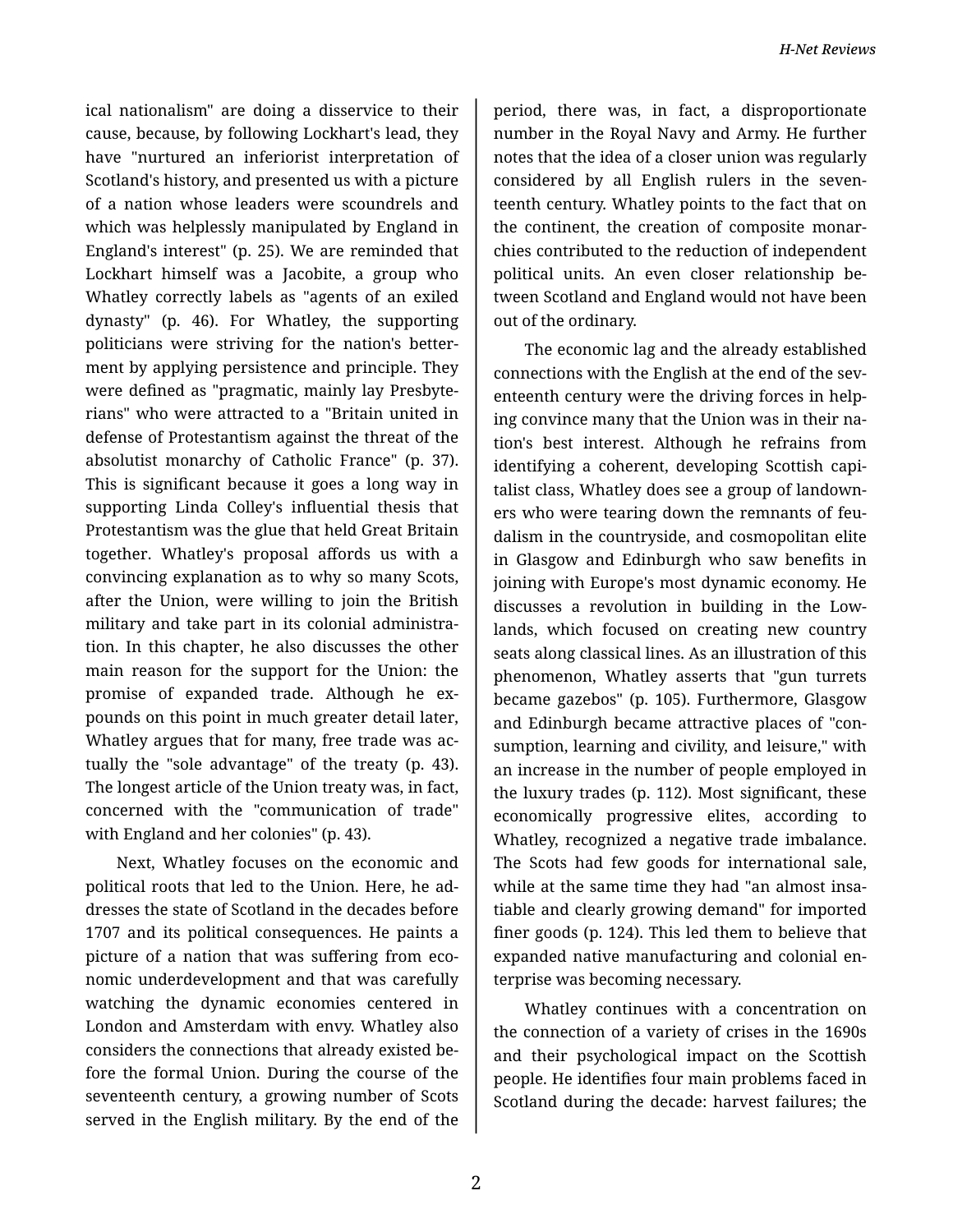ical nationalism" are doing a disservice to their cause, because, by following Lockhart's lead, they have "nurtured an inferiorist interpretation of Scotland's history, and presented us with a picture of a nation whose leaders were scoundrels and which was helplessly manipulated by England in England's interest" (p. 25). We are reminded that Lockhart himself was a Jacobite, a group who Whatley correctly labels as "agents of an exiled dynasty" (p. 46). For Whatley, the supporting politicians were striving for the nation's betterment by applying persistence and principle. They were defined as "pragmatic, mainly lay Presbyterians" who were attracted to a "Britain united in defense of Protestantism against the threat of the absolutist monarchy of Catholic France" (p. 37). This is significant because it goes a long way in supporting Linda Colley's influential thesis that Protestantism was the glue that held Great Britain together. Whatley's proposal affords us with a convincing explanation as to why so many Scots, after the Union, were willing to join the British military and take part in its colonial administration. In this chapter, he also discusses the other main reason for the support for the Union: the promise of expanded trade. Although he expounds on this point in much greater detail later, Whatley argues that for many, free trade was actually the "sole advantage" of the treaty (p. 43). The longest article of the Union treaty was, in fact, concerned with the "communication of trade" with England and her colonies" (p. 43).

Next, Whatley focuses on the economic and political roots that led to the Union. Here, he addresses the state of Scotland in the decades before 1707 and its political consequences. He paints a picture of a nation that was suffering from economic underdevelopment and that was carefully watching the dynamic economies centered in London and Amsterdam with envy. Whatley also considers the connections that already existed before the formal Union. During the course of the seventeenth century, a growing number of Scots served in the English military. By the end of the period, there was, in fact, a disproportionate number in the Royal Navy and Army. He further notes that the idea of a closer union was regularly considered by all English rulers in the seventeenth century. Whatley points to the fact that on the continent, the creation of composite monarchies contributed to the reduction of independent political units. An even closer relationship between Scotland and England would not have been out of the ordinary.

The economic lag and the already established connections with the English at the end of the seventeenth century were the driving forces in helping convince many that the Union was in their nation's best interest. Although he refrains from identifying a coherent, developing Scottish capitalist class, Whatley does see a group of landowners who were tearing down the remnants of feudalism in the countryside, and cosmopolitan elite in Glasgow and Edinburgh who saw benefits in joining with Europe's most dynamic economy. He discusses a revolution in building in the Lowlands, which focused on creating new country seats along classical lines. As an illustration of this phenomenon, Whatley asserts that "gun turrets became gazebos" (p. 105). Furthermore, Glasgow and Edinburgh became attractive places of "consumption, learning and civility, and leisure," with an increase in the number of people employed in the luxury trades (p. 112). Most significant, these economically progressive elites, according to Whatley, recognized a negative trade imbalance. The Scots had few goods for international sale, while at the same time they had "an almost insatiable and clearly growing demand" for imported finer goods (p. 124). This led them to believe that expanded native manufacturing and colonial enterprise was becoming necessary.

Whatley continues with a concentration on the connection of a variety of crises in the 1690s and their psychological impact on the Scottish people. He identifies four main problems faced in Scotland during the decade: harvest failures; the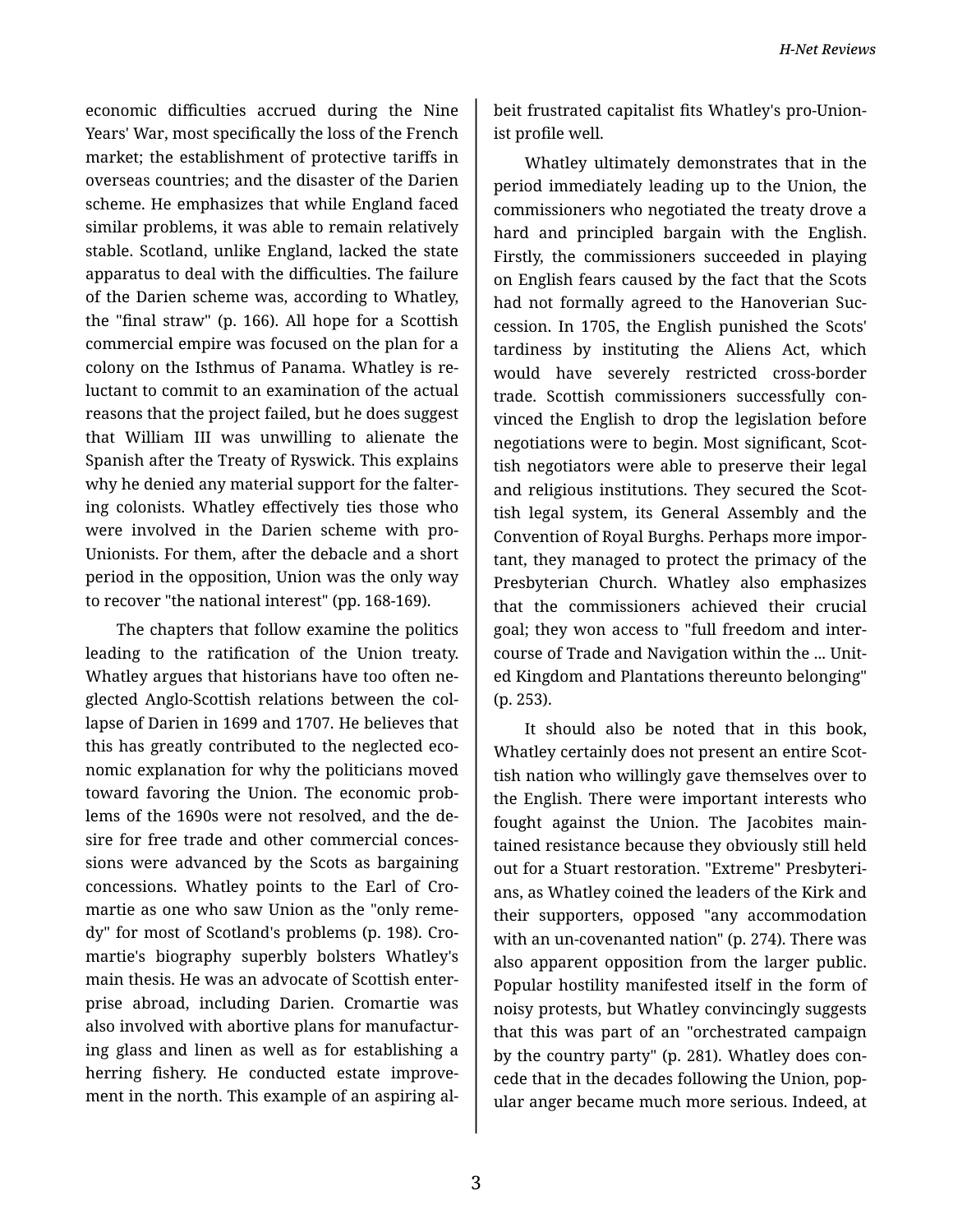economic difficulties accrued during the Nine Years' War, most specifically the loss of the French market; the establishment of protective tariffs in overseas countries; and the disaster of the Darien scheme. He emphasizes that while England faced similar problems, it was able to remain relatively stable. Scotland, unlike England, lacked the state apparatus to deal with the difficulties. The failure of the Darien scheme was, according to Whatley, the "final straw" (p. 166). All hope for a Scottish commercial empire was focused on the plan for a colony on the Isthmus of Panama. Whatley is reluctant to commit to an examination of the actual reasons that the project failed, but he does suggest that William III was unwilling to alienate the Spanish after the Treaty of Ryswick. This explains why he denied any material support for the faltering colonists. Whatley effectively ties those who were involved in the Darien scheme with pro-Unionists. For them, after the debacle and a short period in the opposition, Union was the only way to recover "the national interest" (pp. 168-169).

The chapters that follow examine the politics leading to the ratification of the Union treaty. Whatley argues that historians have too often neglected Anglo-Scottish relations between the collapse of Darien in 1699 and 1707. He believes that this has greatly contributed to the neglected economic explanation for why the politicians moved toward favoring the Union. The economic problems of the 1690s were not resolved, and the desire for free trade and other commercial concessions were advanced by the Scots as bargaining concessions. Whatley points to the Earl of Cromartie as one who saw Union as the "only remedy" for most of Scotland's problems (p. 198). Cromartie's biography superbly bolsters Whatley's main thesis. He was an advocate of Scottish enterprise abroad, including Darien. Cromartie was also involved with abortive plans for manufacturing glass and linen as well as for establishing a herring fishery. He conducted estate improvement in the north. This example of an aspiring albeit frustrated capitalist fits Whatley's pro-Unionist profile well.

Whatley ultimately demonstrates that in the period immediately leading up to the Union, the commissioners who negotiated the treaty drove a hard and principled bargain with the English. Firstly, the commissioners succeeded in playing on English fears caused by the fact that the Scots had not formally agreed to the Hanoverian Succession. In 1705, the English punished the Scots' tardiness by instituting the Aliens Act, which would have severely restricted cross-border trade. Scottish commissioners successfully convinced the English to drop the legislation before negotiations were to begin. Most significant, Scottish negotiators were able to preserve their legal and religious institutions. They secured the Scottish legal system, its General Assembly and the Convention of Royal Burghs. Perhaps more important, they managed to protect the primacy of the Presbyterian Church. Whatley also emphasizes that the commissioners achieved their crucial goal; they won access to "full freedom and intercourse of Trade and Navigation within the ... United Kingdom and Plantations thereunto belonging" (p. 253).

It should also be noted that in this book, Whatley certainly does not present an entire Scottish nation who willingly gave themselves over to the English. There were important interests who fought against the Union. The Jacobites maintained resistance because they obviously still held out for a Stuart restoration. "Extreme" Presbyterians, as Whatley coined the leaders of the Kirk and their supporters, opposed "any accommodation with an un-covenanted nation" (p. 274). There was also apparent opposition from the larger public. Popular hostility manifested itself in the form of noisy protests, but Whatley convincingly suggests that this was part of an "orchestrated campaign by the country party" (p. 281). Whatley does concede that in the decades following the Union, popular anger became much more serious. Indeed, at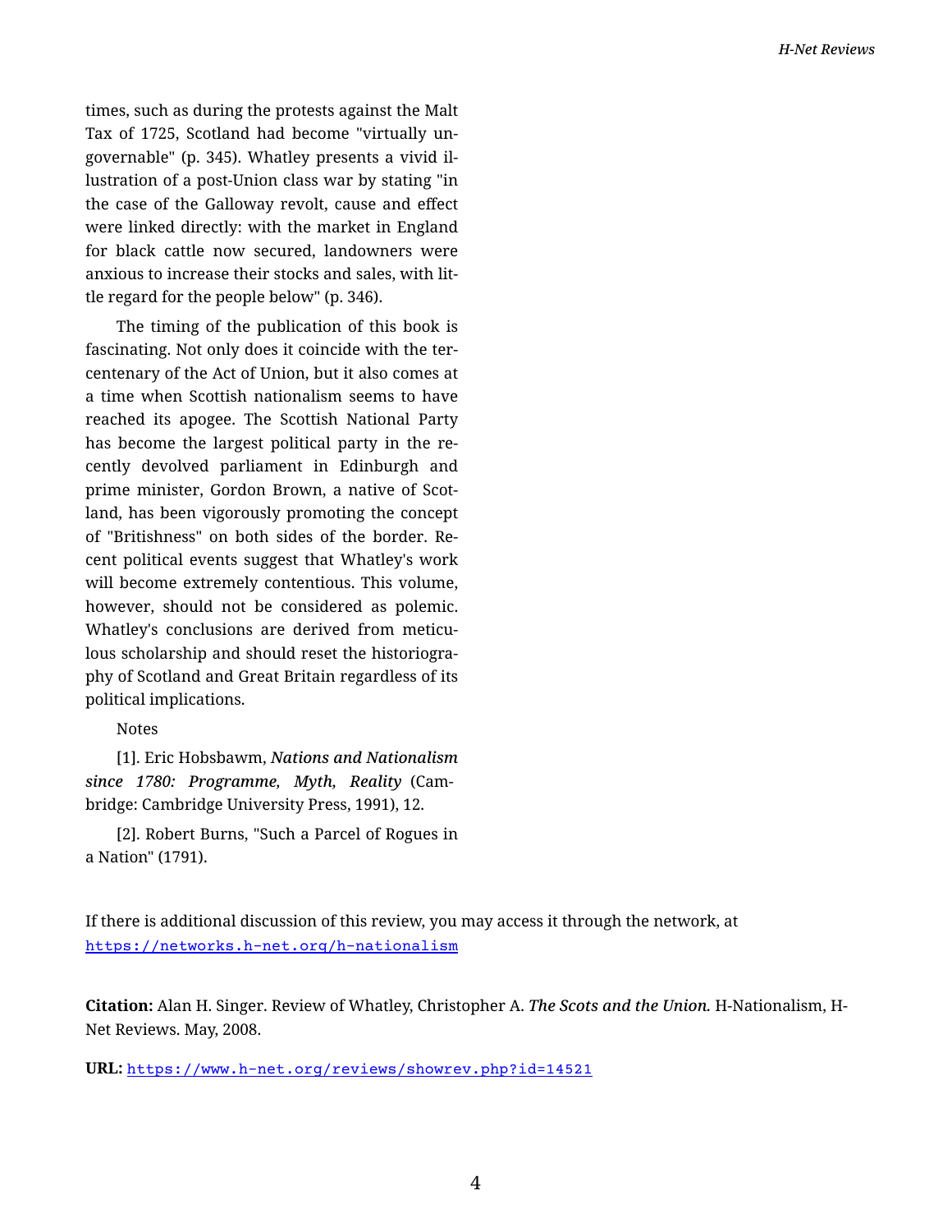times, such as during the protests against the Malt Tax of 1725, Scotland had become "virtually ungovernable" (p. 345). Whatley presents a vivid illustration of a post-Union class war by stating "in the case of the Galloway revolt, cause and effect were linked directly: with the market in England for black cattle now secured, landowners were anxious to increase their stocks and sales, with little regard for the people below" (p. 346).

The timing of the publication of this book is fascinating. Not only does it coincide with the tercentenary of the Act of Union, but it also comes at a time when Scottish nationalism seems to have reached its apogee. The Scottish National Party has become the largest political party in the recently devolved parliament in Edinburgh and prime minister, Gordon Brown, a native of Scotland, has been vigorously promoting the concept of "Britishness" on both sides of the border. Recent political events suggest that Whatley's work will become extremely contentious. This volume, however, should not be considered as polemic. Whatley's conclusions are derived from meticulous scholarship and should reset the historiography of Scotland and Great Britain regardless of its political implications.

Notes

[1]. Eric Hobsbawm, ***Nations and Nationalism*** *since 1780: Programme, Myth, Reality* (Cambridge: Cambridge University Press, 1991), 12.

[2]. Robert Burns, "Such a Parcel of Rogues in a Nation" (1791).

If there is additional discussion of this review, you may access it through the network, at https://networks.h-net.org/h-nationalism

**Citation:** Alan H. Singer. Review of Whatley, Christopher A. *The Scots and the Union.* H-Nationalism, H-Net Reviews. May, 2008.

**URL:** https://www.h-net.org/reviews/showrev.php?id=14521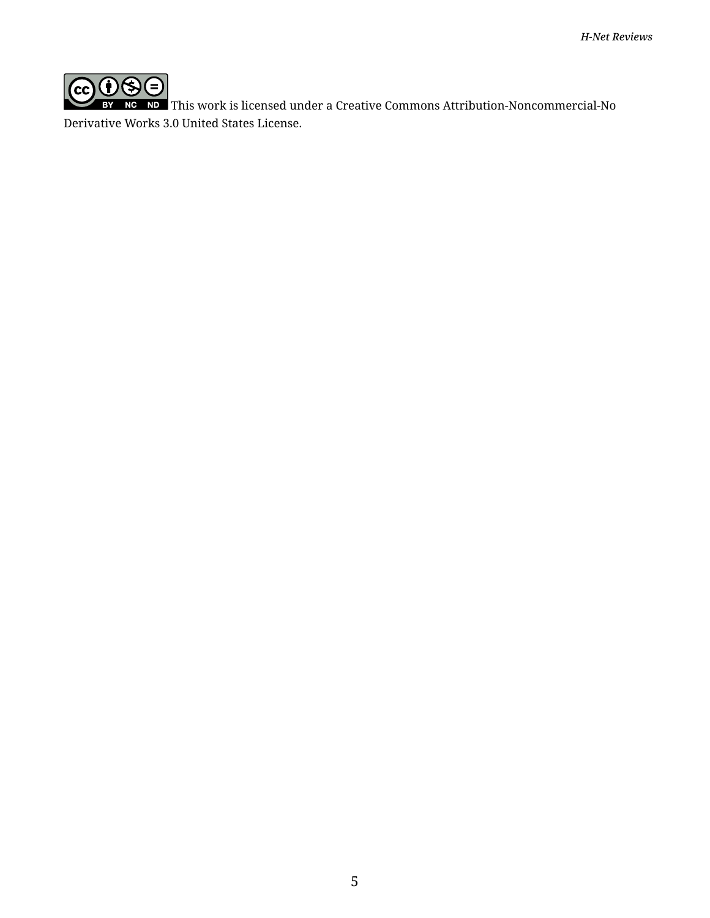This work is licensed under a Creative Commons Attribution-Noncommercial-No Derivative Works 3.0 United States License.